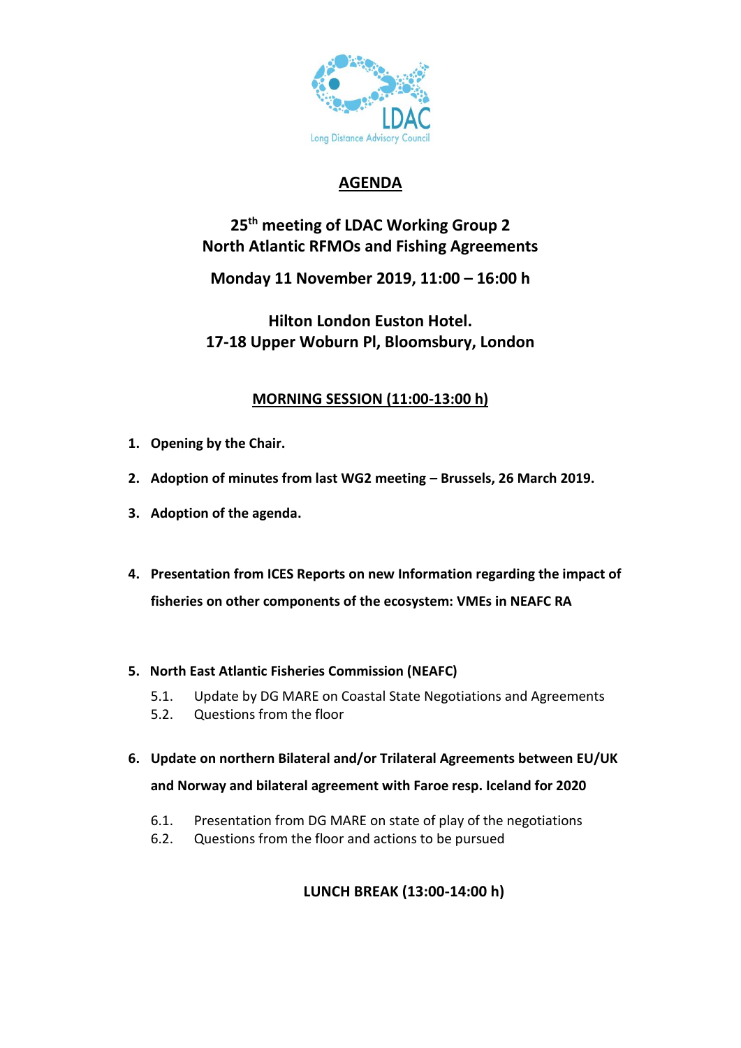LDAC
Long Distance Advisory Council

# AGENDA

## 25th meeting of LDAC Working Group 2 North Atlantic RFMOs and Fishing Agreements

**Monday 11 November 2019, 11:00 – 16:00 h**

**Hilton London Euston Hotel.**
**17-18 Upper Woburn Pl, Bloomsbury, London**

### MORNING SESSION (11:00-13:00 h)

1. **Opening by the Chair.**
2. **Adoption of minutes from last WG2 meeting – Brussels, 26 March 2019.**
3. **Adoption of the agenda.**
4. **Presentation from ICES Reports on new Information regarding the impact of fisheries on other components of the ecosystem: VMEs in NEAFC RA**
5. **North East Atlantic Fisheries Commission (NEAFC)**
   - 5.1. Update by DG MARE on Coastal State Negotiations and Agreements
   - 5.2. Questions from the floor
6. **Update on northern Bilateral and/or Trilateral Agreements between EU/UK and Norway and bilateral agreement with Faroe resp. Iceland for 2020**
   - 6.1. Presentation from DG MARE on state of play of the negotiations
   - 6.2. Questions from the floor and actions to be pursued

**LUNCH BREAK (13:00-14:00 h)**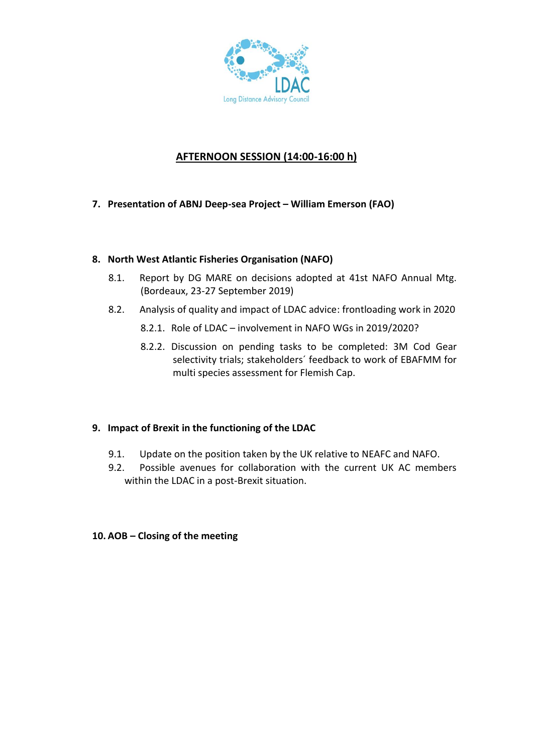## AFTERNOON SESSION (14:00-16:00 h)

**7. Presentation of ABNJ Deep-sea Project – William Emerson (FAO)**

**8. North West Atlantic Fisheries Organisation (NAFO)**

8.1. Report by DG MARE on decisions adopted at 41st NAFO Annual Mtg. (Bordeaux, 23-27 September 2019)

8.2. Analysis of quality and impact of LDAC advice: frontloading work in 2020

8.2.1. Role of LDAC – involvement in NAFO WGs in 2019/2020?

8.2.2. Discussion on pending tasks to be completed: 3M Cod Gear selectivity trials; stakeholders´ feedback to work of EBAFMM for multi species assessment for Flemish Cap.

**9. Impact of Brexit in the functioning of the LDAC**

9.1. Update on the position taken by the UK relative to NEAFC and NAFO.

9.2. Possible avenues for collaboration with the current UK AC members within the LDAC in a post-Brexit situation.

**10. AOB – Closing of the meeting**